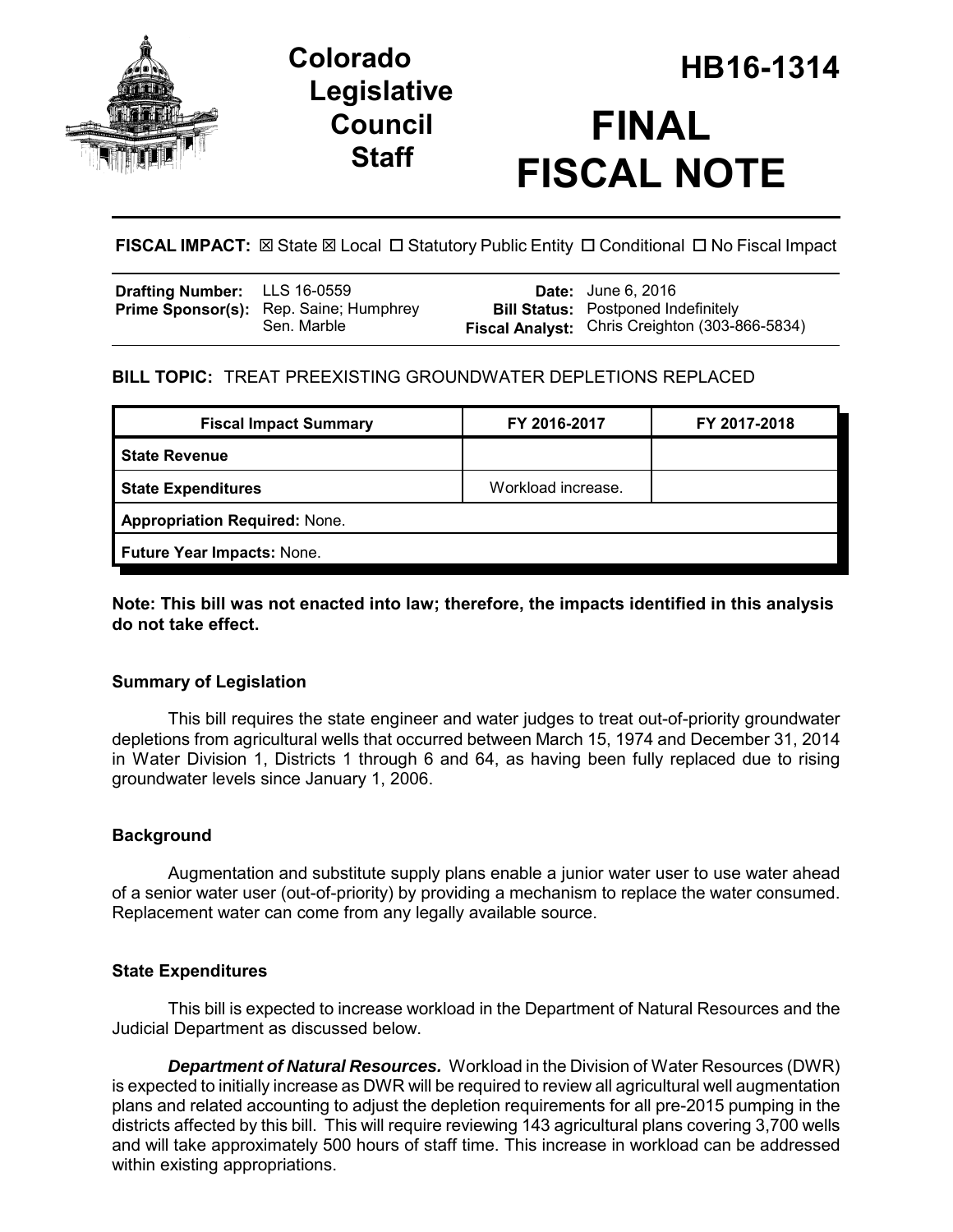# Colorado Legislative Council Staff

# HB16-1314

# FINAL FISCAL NOTE

**FISCAL IMPACT:** ☒ State ☒ Local ☐ Statutory Public Entity ☐ Conditional ☐ No Fiscal Impact

| | | | |
|---|---|---|---|
| **Drafting Number:** | LLS 16-0559 | **Date:** | June 6, 2016 |
| **Prime Sponsor(s):** | Rep. Saine; Humphrey<br>Sen. Marble | **Bill Status:** | Postponed Indefinitely |
| | | **Fiscal Analyst:** | Chris Creighton (303-866-5834) |

**BILL TOPIC:** TREAT PREEXISTING GROUNDWATER DEPLETIONS REPLACED

| Fiscal Impact Summary | FY 2016-2017 | FY 2017-2018 |
|---|---|---|
| **State Revenue** | | |
| **State Expenditures** | Workload increase. | |
| **Appropriation Required:** None. | | |
| **Future Year Impacts:** None. | | |

**Note: This bill was not enacted into law; therefore, the impacts identified in this analysis do not take effect.**

### Summary of Legislation

This bill requires the state engineer and water judges to treat out-of-priority groundwater depletions from agricultural wells that occurred between March 15, 1974 and December 31, 2014 in Water Division 1, Districts 1 through 6 and 64, as having been fully replaced due to rising groundwater levels since January 1, 2006.

### Background

Augmentation and substitute supply plans enable a junior water user to use water ahead of a senior water user (out-of-priority) by providing a mechanism to replace the water consumed. Replacement water can come from any legally available source.

### State Expenditures

This bill is expected to increase workload in the Department of Natural Resources and the Judicial Department as discussed below.

***Department of Natural Resources.*** Workload in the Division of Water Resources (DWR) is expected to initially increase as DWR will be required to review all agricultural well augmentation plans and related accounting to adjust the depletion requirements for all pre-2015 pumping in the districts affected by this bill. This will require reviewing 143 agricultural plans covering 3,700 wells and will take approximately 500 hours of staff time. This increase in workload can be addressed within existing appropriations.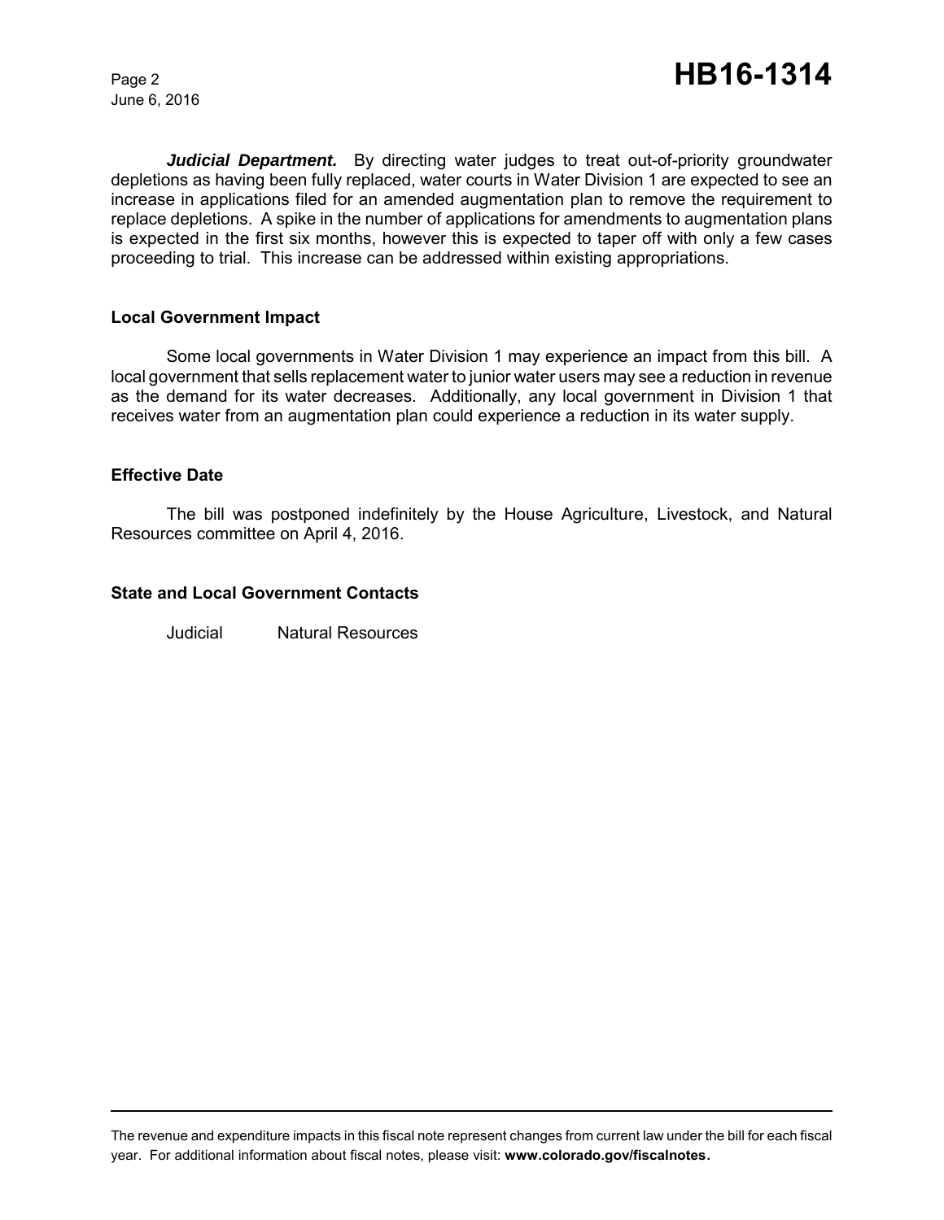***Judicial Department.*** By directing water judges to treat out-of-priority groundwater depletions as having been fully replaced, water courts in Water Division 1 are expected to see an increase in applications filed for an amended augmentation plan to remove the requirement to replace depletions. A spike in the number of applications for amendments to augmentation plans is expected in the first six months, however this is expected to taper off with only a few cases proceeding to trial. This increase can be addressed within existing appropriations.

## Local Government Impact

Some local governments in Water Division 1 may experience an impact from this bill. A local government that sells replacement water to junior water users may see a reduction in revenue as the demand for its water decreases. Additionally, any local government in Division 1 that receives water from an augmentation plan could experience a reduction in its water supply.

## Effective Date

The bill was postponed indefinitely by the House Agriculture, Livestock, and Natural Resources committee on April 4, 2016.

## State and Local Government Contacts

Judicial Natural Resources

The revenue and expenditure impacts in this fiscal note represent changes from current law under the bill for each fiscal year. For additional information about fiscal notes, please visit: **www.colorado.gov/fiscalnotes.**